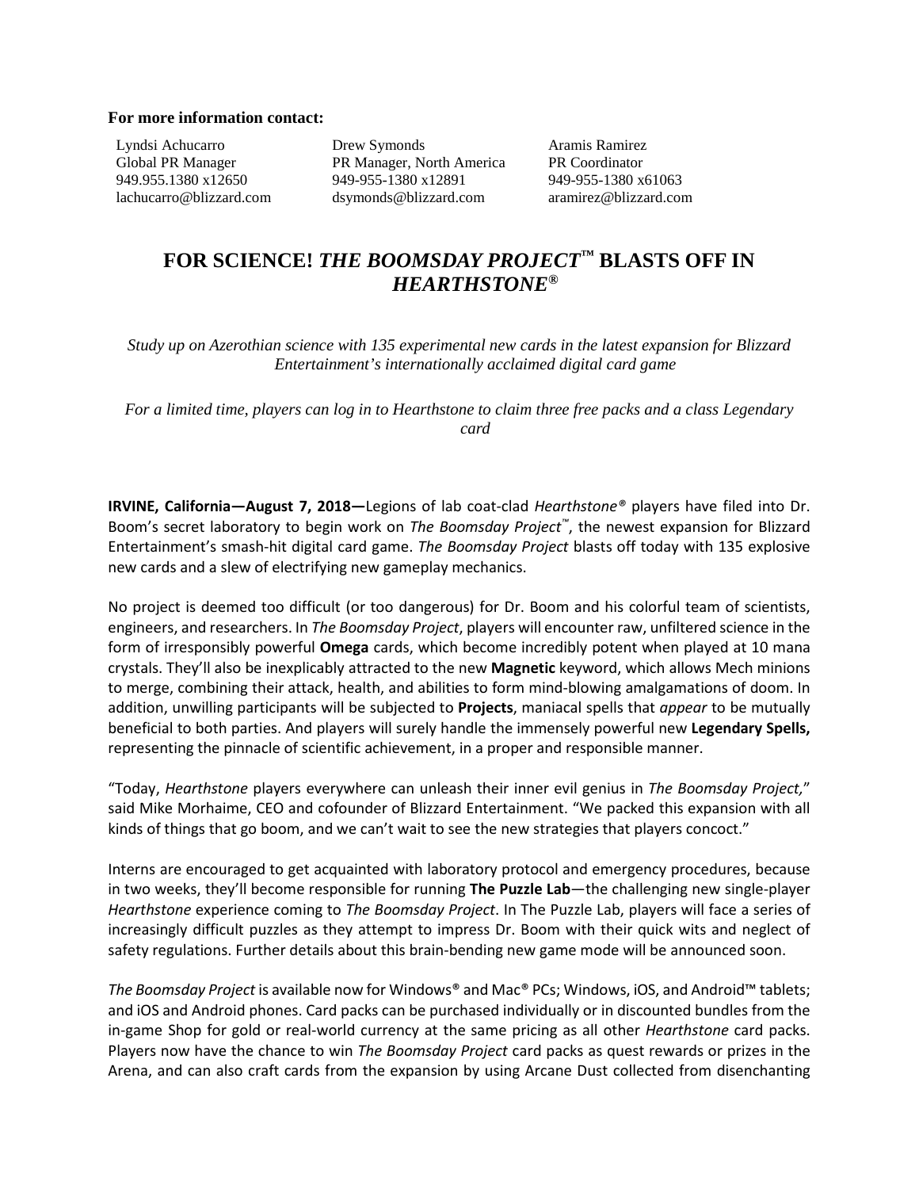**For more information contact:**

| Lyndsi Achucarro | Drew Symonds | Aramis Ramirez |
|---|---|---|
| Global PR Manager | PR Manager, North America | PR Coordinator |
| 949.955.1380 x12650 | 949-955-1380 x12891 | 949-955-1380 x61063 |
| lachucarro@blizzard.com | dsymonds@blizzard.com | aramirez@blizzard.com |

# FOR SCIENCE! *THE BOOMSDAY PROJECT*™ BLASTS OFF IN *HEARTHSTONE*®

*Study up on Azerothian science with 135 experimental new cards in the latest expansion for Blizzard Entertainment's internationally acclaimed digital card game*

*For a limited time, players can log in to Hearthstone to claim three free packs and a class Legendary card*

**IRVINE, California—August 7, 2018—**Legions of lab coat-clad *Hearthstone®* players have filed into Dr. Boom's secret laboratory to begin work on *The Boomsday Project*™, the newest expansion for Blizzard Entertainment's smash-hit digital card game. *The Boomsday Project* blasts off today with 135 explosive new cards and a slew of electrifying new gameplay mechanics.

No project is deemed too difficult (or too dangerous) for Dr. Boom and his colorful team of scientists, engineers, and researchers. In *The Boomsday Project*, players will encounter raw, unfiltered science in the form of irresponsibly powerful **Omega** cards, which become incredibly potent when played at 10 mana crystals. They'll also be inexplicably attracted to the new **Magnetic** keyword, which allows Mech minions to merge, combining their attack, health, and abilities to form mind-blowing amalgamations of doom. In addition, unwilling participants will be subjected to **Projects**, maniacal spells that *appear* to be mutually beneficial to both parties. And players will surely handle the immensely powerful new **Legendary Spells,** representing the pinnacle of scientific achievement, in a proper and responsible manner.

"Today, *Hearthstone* players everywhere can unleash their inner evil genius in *The Boomsday Project,*" said Mike Morhaime, CEO and cofounder of Blizzard Entertainment. "We packed this expansion with all kinds of things that go boom, and we can't wait to see the new strategies that players concoct."

Interns are encouraged to get acquainted with laboratory protocol and emergency procedures, because in two weeks, they'll become responsible for running **The Puzzle Lab**—the challenging new single-player *Hearthstone* experience coming to *The Boomsday Project*. In The Puzzle Lab, players will face a series of increasingly difficult puzzles as they attempt to impress Dr. Boom with their quick wits and neglect of safety regulations. Further details about this brain-bending new game mode will be announced soon.

*The Boomsday Project* is available now for Windows® and Mac® PCs; Windows, iOS, and Android™ tablets; and iOS and Android phones. Card packs can be purchased individually or in discounted bundles from the in-game Shop for gold or real-world currency at the same pricing as all other *Hearthstone* card packs. Players now have the chance to win *The Boomsday Project* card packs as quest rewards or prizes in the Arena, and can also craft cards from the expansion by using Arcane Dust collected from disenchanting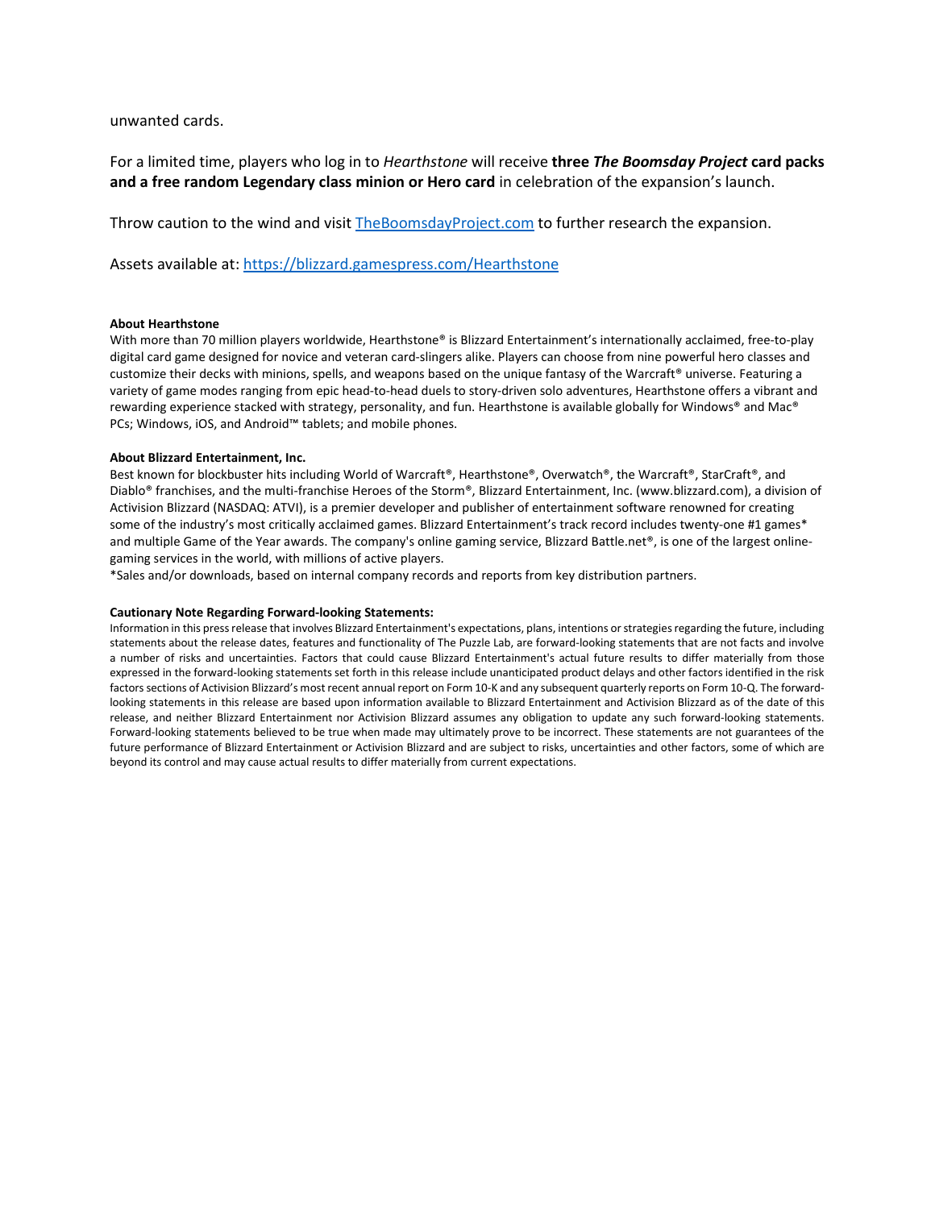unwanted cards.

For a limited time, players who log in to *Hearthstone* will receive **three *The Boomsday Project* card packs and a free random Legendary class minion or Hero card** in celebration of the expansion's launch.

Throw caution to the wind and visit [TheBoomsdayProject.com](TheBoomsdayProject.com) to further research the expansion.

Assets available at: [https://blizzard.gamespress.com/Hearthstone](https://blizzard.gamespress.com/Hearthstone)

**About Hearthstone**

With more than 70 million players worldwide, Hearthstone® is Blizzard Entertainment's internationally acclaimed, free-to-play digital card game designed for novice and veteran card-slingers alike. Players can choose from nine powerful hero classes and customize their decks with minions, spells, and weapons based on the unique fantasy of the Warcraft® universe. Featuring a variety of game modes ranging from epic head-to-head duels to story-driven solo adventures, Hearthstone offers a vibrant and rewarding experience stacked with strategy, personality, and fun. Hearthstone is available globally for Windows® and Mac® PCs; Windows, iOS, and Android™ tablets; and mobile phones.

**About Blizzard Entertainment, Inc.**

Best known for blockbuster hits including World of Warcraft®, Hearthstone®, Overwatch®, the Warcraft®, StarCraft®, and Diablo® franchises, and the multi-franchise Heroes of the Storm®, Blizzard Entertainment, Inc. (www.blizzard.com), a division of Activision Blizzard (NASDAQ: ATVI), is a premier developer and publisher of entertainment software renowned for creating some of the industry's most critically acclaimed games. Blizzard Entertainment's track record includes twenty-one #1 games* and multiple Game of the Year awards. The company's online gaming service, Blizzard Battle.net®, is one of the largest online-gaming services in the world, with millions of active players.

*Sales and/or downloads, based on internal company records and reports from key distribution partners.

**Cautionary Note Regarding Forward-looking Statements:**

Information in this press release that involves Blizzard Entertainment's expectations, plans, intentions or strategies regarding the future, including statements about the release dates, features and functionality of The Puzzle Lab, are forward-looking statements that are not facts and involve a number of risks and uncertainties. Factors that could cause Blizzard Entertainment's actual future results to differ materially from those expressed in the forward-looking statements set forth in this release include unanticipated product delays and other factors identified in the risk factors sections of Activision Blizzard's most recent annual report on Form 10-K and any subsequent quarterly reports on Form 10-Q. The forward-looking statements in this release are based upon information available to Blizzard Entertainment and Activision Blizzard as of the date of this release, and neither Blizzard Entertainment nor Activision Blizzard assumes any obligation to update any such forward-looking statements. Forward-looking statements believed to be true when made may ultimately prove to be incorrect. These statements are not guarantees of the future performance of Blizzard Entertainment or Activision Blizzard and are subject to risks, uncertainties and other factors, some of which are beyond its control and may cause actual results to differ materially from current expectations.